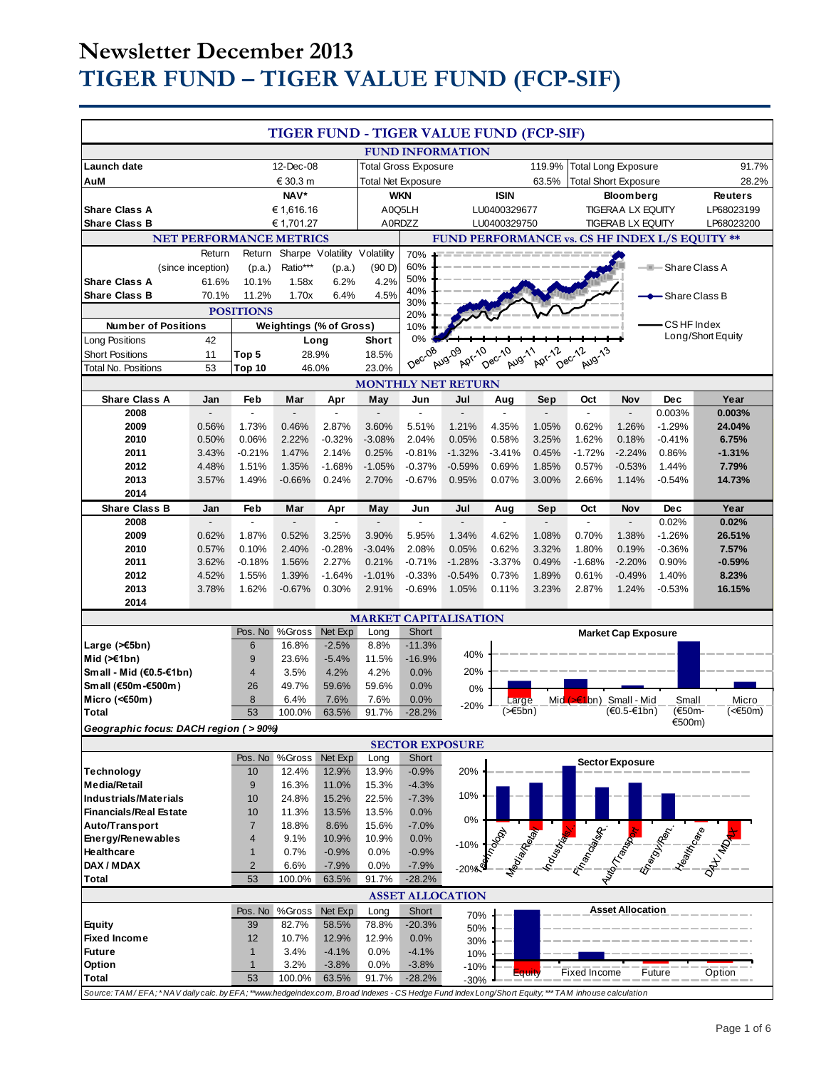# Newsletter December 2013

# TIGER FUND – TIGER VALUE FUND (FCP-SIF)

## TIGER FUND - TIGER VALUE FUND (FCP-SIF)

### FUND INFORMATION

| | | | | | |
|---|---|---|---|---|---|
| Launch date | 12-Dec-08 | Total Gross Exposure | 119.9% | Total Long Exposure | 91.7% |
| AuM | € 30.3 m | Total Net Exposure | 63.5% | Total Short Exposure | 28.2% |

| | NAV* | WKN | ISIN | Bloomberg | Reuters |
|---|---|---|---|---|---|
| Share Class A | € 1,616.16 | A0Q5LH | LU0400329677 | TIGERAA LX EQUITY | LP68023199 |
| Share Class B | € 1,701.27 | A0RDZZ | LU0400329750 | TIGERAB LX EQUITY | LP68023200 |

### NET PERFORMANCE METRICS

| | Return (since inception) | Return (p.a.) | Sharpe Ratio*** | Volatility (p.a.) | Volatility (90 D) |
|---|---|---|---|---|---|
| Share Class A | 61.6% | 10.1% | 1.58x | 6.2% | 4.2% |
| Share Class B | 70.1% | 11.2% | 1.70x | 6.4% | 4.5% |

### POSITIONS

| Number of Positions | | Weightings (% of Gross) | Long | Short |
|---|---|---|---|---|
| Long Positions | 42 | Top 5 | 28.9% | 18.5% |
| Short Positions | 11 | Top 10 | 46.0% | 23.0% |
| Total No. Positions | 53 | | | |

### FUND PERFORMANCE vs. CS HF INDEX L/S EQUITY **

(Chart: Share Class A, Share Class B, CS HF Index Long/Short Equity; Dec-08 to Aug-13)

### MONTHLY NET RETURN

| Share Class A | Jan | Feb | Mar | Apr | May | Jun | Jul | Aug | Sep | Oct | Nov | Dec | Year |
|---|---|---|---|---|---|---|---|---|---|---|---|---|---|
| 2008 | - | - | - | - | - | - | - | - | - | - | - | 0.003% | 0.003% |
| 2009 | 0.56% | 1.73% | 0.46% | 2.87% | 3.60% | 5.51% | 1.21% | 4.35% | 1.05% | 0.62% | 1.26% | -1.29% | 24.04% |
| 2010 | 0.50% | 0.06% | 2.22% | -0.32% | -3.08% | 2.04% | 0.05% | 0.58% | 3.25% | 1.62% | 0.18% | -0.41% | 6.75% |
| 2011 | 3.43% | -0.21% | 1.47% | 2.14% | 0.25% | -0.81% | -1.32% | -3.41% | 0.45% | -1.72% | -2.24% | 0.86% | -1.31% |
| 2012 | 4.48% | 1.51% | 1.35% | -1.68% | -1.05% | -0.37% | -0.59% | 0.69% | 1.85% | 0.57% | -0.53% | 1.44% | 7.79% |
| 2013 | 3.57% | 1.49% | -0.66% | 0.24% | 2.70% | -0.67% | 0.95% | 0.07% | 3.00% | 2.66% | 1.14% | -0.54% | 14.73% |
| 2014 | | | | | | | | | | | | | |

| Share Class B | Jan | Feb | Mar | Apr | May | Jun | Jul | Aug | Sep | Oct | Nov | Dec | Year |
|---|---|---|---|---|---|---|---|---|---|---|---|---|---|
| 2008 | - | - | - | - | - | - | - | - | - | - | - | 0.02% | 0.02% |
| 2009 | 0.62% | 1.87% | 0.52% | 3.25% | 3.90% | 5.95% | 1.34% | 4.62% | 1.08% | 0.70% | 1.38% | -1.26% | 26.51% |
| 2010 | 0.57% | 0.10% | 2.40% | -0.28% | -3.04% | 2.08% | 0.05% | 0.62% | 3.32% | 1.80% | 0.19% | -0.36% | 7.57% |
| 2011 | 3.62% | -0.18% | 1.56% | 2.27% | 0.21% | -0.71% | -1.28% | -3.37% | 0.49% | -1.68% | -2.20% | 0.90% | -0.59% |
| 2012 | 4.52% | 1.55% | 1.39% | -1.64% | -1.01% | -0.33% | -0.54% | 0.73% | 1.89% | 0.61% | -0.49% | 1.40% | 8.23% |
| 2013 | 3.78% | 1.62% | -0.67% | 0.30% | 2.91% | -0.69% | 1.05% | 0.11% | 3.23% | 2.87% | 1.24% | -0.53% | 16.15% |
| 2014 | | | | | | | | | | | | | |

### MARKET CAPITALISATION

| | Pos. No | %Gross | Net Exp | Long | Short |
|---|---|---|---|---|---|
| Large (>€5bn) | 6 | 16.8% | -2.5% | 8.8% | -11.3% |
| Mid (>€1bn) | 9 | 23.6% | -5.4% | 11.5% | -16.9% |
| Small - Mid (€0.5-€1bn) | 4 | 3.5% | 4.2% | 4.2% | 0.0% |
| Small (€50m-€500m) | 26 | 49.7% | 59.6% | 59.6% | 0.0% |
| Micro (<€50m) | 8 | 6.4% | 7.6% | 7.6% | 0.0% |
| Total | 53 | 100.0% | 63.5% | 91.7% | -28.2% |

*Geographic focus: DACH region ( > 90%)*

(Chart: Market Cap Exposure)

### SECTOR EXPOSURE

| | Pos. No | %Gross | Net Exp | Long | Short |
|---|---|---|---|---|---|
| Technology | 10 | 12.4% | 12.9% | 13.9% | -0.9% |
| Media/Retail | 9 | 16.3% | 11.0% | 15.3% | -4.3% |
| Industrials/Materials | 10 | 24.8% | 15.2% | 22.5% | -7.3% |
| Financials/Real Estate | 10 | 11.3% | 13.5% | 13.5% | 0.0% |
| Auto/Transport | 7 | 18.8% | 8.6% | 15.6% | -7.0% |
| Energy/Renewables | 4 | 9.1% | 10.9% | 10.9% | 0.0% |
| Healthcare | 1 | 0.7% | -0.9% | 0.0% | -0.9% |
| DAX / MDAX | 2 | 6.6% | -7.9% | 0.0% | -7.9% |
| Total | 53 | 100.0% | 63.5% | 91.7% | -28.2% |

(Chart: Sector Exposure)

### ASSET ALLOCATION

| | Pos. No | %Gross | Net Exp | Long | Short |
|---|---|---|---|---|---|
| Equity | 39 | 82.7% | 58.5% | 78.8% | -20.3% |
| Fixed Income | 12 | 10.7% | 12.9% | 12.9% | 0.0% |
| Future | 1 | 3.4% | -4.1% | 0.0% | -4.1% |
| Option | 1 | 3.2% | -3.8% | 0.0% | -3.8% |
| Total | 53 | 100.0% | 63.5% | 91.7% | -28.2% |

(Chart: Asset Allocation)

*Source: TAM / EFA; * NAV daily calc. by EFA; **www.hedgeindex.com, Broad Indexes - CS Hedge Fund Index Long/Short Equity; *** TAM inhouse calculation*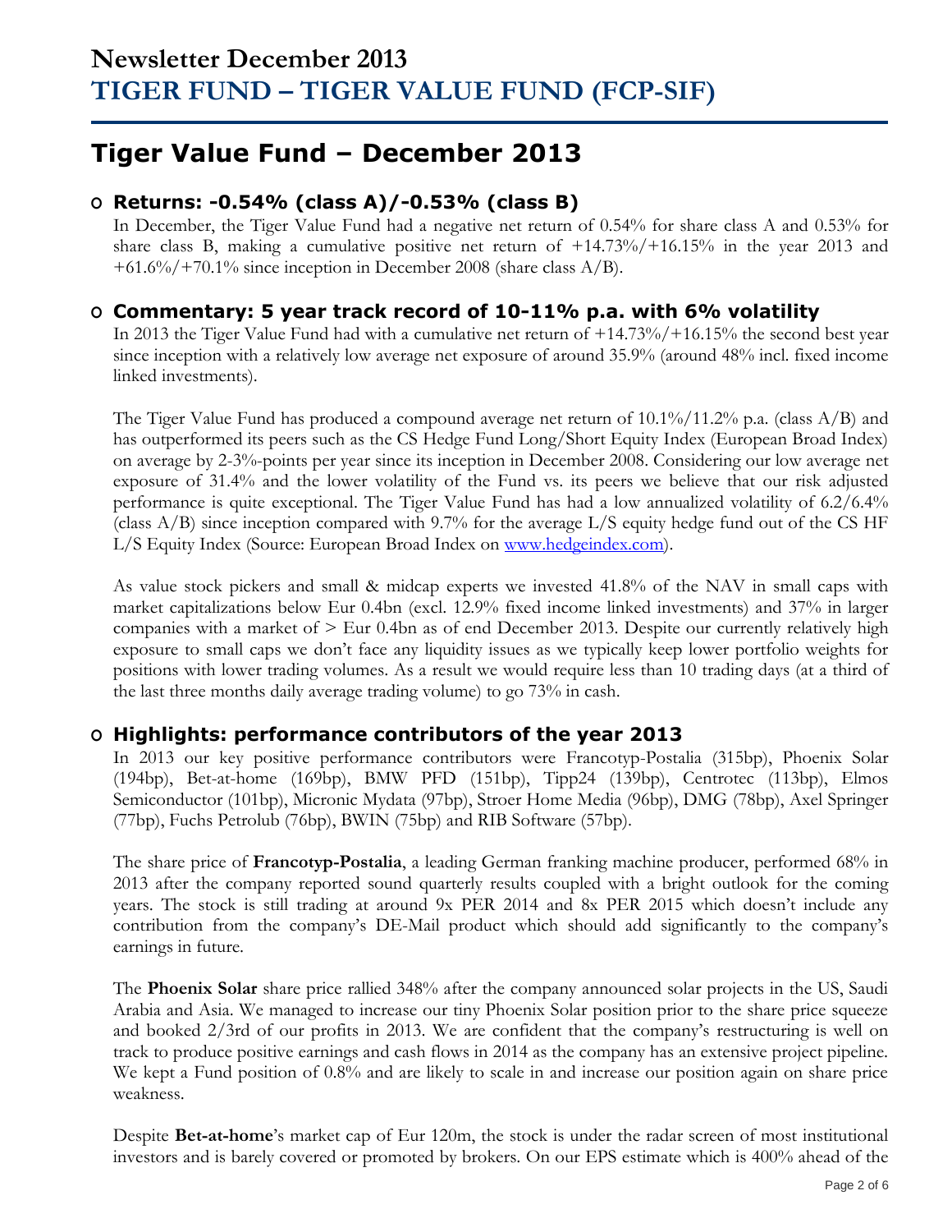# Newsletter December 2013
# TIGER FUND – TIGER VALUE FUND (FCP-SIF)

## Tiger Value Fund – December 2013

### Returns: -0.54% (class A)/-0.53% (class B)

In December, the Tiger Value Fund had a negative net return of 0.54% for share class A and 0.53% for share class B, making a cumulative positive net return of +14.73%/+16.15% in the year 2013 and +61.6%/+70.1% since inception in December 2008 (share class A/B).

### Commentary: 5 year track record of 10-11% p.a. with 6% volatility

In 2013 the Tiger Value Fund had with a cumulative net return of +14.73%/+16.15% the second best year since inception with a relatively low average net exposure of around 35.9% (around 48% incl. fixed income linked investments).

The Tiger Value Fund has produced a compound average net return of 10.1%/11.2% p.a. (class A/B) and has outperformed its peers such as the CS Hedge Fund Long/Short Equity Index (European Broad Index) on average by 2-3%-points per year since its inception in December 2008. Considering our low average net exposure of 31.4% and the lower volatility of the Fund vs. its peers we believe that our risk adjusted performance is quite exceptional. The Tiger Value Fund has had a low annualized volatility of 6.2/6.4% (class A/B) since inception compared with 9.7% for the average L/S equity hedge fund out of the CS HF L/S Equity Index (Source: European Broad Index on www.hedgeindex.com).

As value stock pickers and small & midcap experts we invested 41.8% of the NAV in small caps with market capitalizations below Eur 0.4bn (excl. 12.9% fixed income linked investments) and 37% in larger companies with a market of > Eur 0.4bn as of end December 2013. Despite our currently relatively high exposure to small caps we don't face any liquidity issues as we typically keep lower portfolio weights for positions with lower trading volumes. As a result we would require less than 10 trading days (at a third of the last three months daily average trading volume) to go 73% in cash.

### Highlights: performance contributors of the year 2013

In 2013 our key positive performance contributors were Francotyp-Postalia (315bp), Phoenix Solar (194bp), Bet-at-home (169bp), BMW PFD (151bp), Tipp24 (139bp), Centrotec (113bp), Elmos Semiconductor (101bp), Micronic Mydata (97bp), Stroer Home Media (96bp), DMG (78bp), Axel Springer (77bp), Fuchs Petrolub (76bp), BWIN (75bp) and RIB Software (57bp).

The share price of **Francotyp-Postalia**, a leading German franking machine producer, performed 68% in 2013 after the company reported sound quarterly results coupled with a bright outlook for the coming years. The stock is still trading at around 9x PER 2014 and 8x PER 2015 which doesn't include any contribution from the company's DE-Mail product which should add significantly to the company's earnings in future.

The **Phoenix Solar** share price rallied 348% after the company announced solar projects in the US, Saudi Arabia and Asia. We managed to increase our tiny Phoenix Solar position prior to the share price squeeze and booked 2/3rd of our profits in 2013. We are confident that the company's restructuring is well on track to produce positive earnings and cash flows in 2014 as the company has an extensive project pipeline. We kept a Fund position of 0.8% and are likely to scale in and increase our position again on share price weakness.

Despite **Bet-at-home**'s market cap of Eur 120m, the stock is under the radar screen of most institutional investors and is barely covered or promoted by brokers. On our EPS estimate which is 400% ahead of the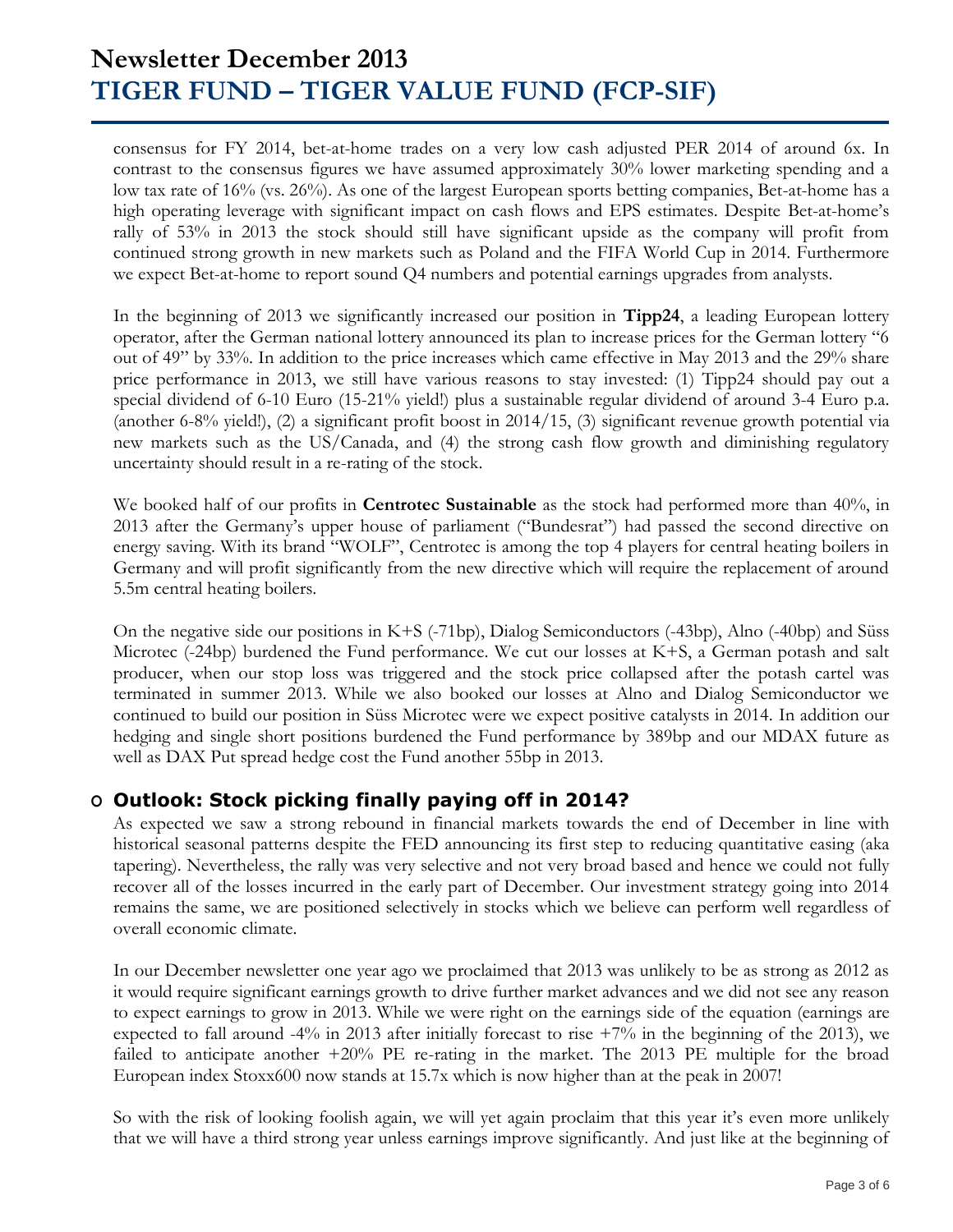consensus for FY 2014, bet-at-home trades on a very low cash adjusted PER 2014 of around 6x. In contrast to the consensus figures we have assumed approximately 30% lower marketing spending and a low tax rate of 16% (vs. 26%). As one of the largest European sports betting companies, Bet-at-home has a high operating leverage with significant impact on cash flows and EPS estimates. Despite Bet-at-home's rally of 53% in 2013 the stock should still have significant upside as the company will profit from continued strong growth in new markets such as Poland and the FIFA World Cup in 2014. Furthermore we expect Bet-at-home to report sound Q4 numbers and potential earnings upgrades from analysts.

In the beginning of 2013 we significantly increased our position in **Tipp24**, a leading European lottery operator, after the German national lottery announced its plan to increase prices for the German lottery "6 out of 49" by 33%. In addition to the price increases which came effective in May 2013 and the 29% share price performance in 2013, we still have various reasons to stay invested: (1) Tipp24 should pay out a special dividend of 6-10 Euro (15-21% yield!) plus a sustainable regular dividend of around 3-4 Euro p.a. (another 6-8% yield!), (2) a significant profit boost in 2014/15, (3) significant revenue growth potential via new markets such as the US/Canada, and (4) the strong cash flow growth and diminishing regulatory uncertainty should result in a re-rating of the stock.

We booked half of our profits in **Centrotec Sustainable** as the stock had performed more than 40%, in 2013 after the Germany's upper house of parliament ("Bundesrat") had passed the second directive on energy saving. With its brand "WOLF", Centrotec is among the top 4 players for central heating boilers in Germany and will profit significantly from the new directive which will require the replacement of around 5.5m central heating boilers.

On the negative side our positions in K+S (-71bp), Dialog Semiconductors (-43bp), Alno (-40bp) and Süss Microtec (-24bp) burdened the Fund performance. We cut our losses at K+S, a German potash and salt producer, when our stop loss was triggered and the stock price collapsed after the potash cartel was terminated in summer 2013. While we also booked our losses at Alno and Dialog Semiconductor we continued to build our position in Süss Microtec were we expect positive catalysts in 2014. In addition our hedging and single short positions burdened the Fund performance by 389bp and our MDAX future as well as DAX Put spread hedge cost the Fund another 55bp in 2013.

## Outlook: Stock picking finally paying off in 2014?

As expected we saw a strong rebound in financial markets towards the end of December in line with historical seasonal patterns despite the FED announcing its first step to reducing quantitative easing (aka tapering). Nevertheless, the rally was very selective and not very broad based and hence we could not fully recover all of the losses incurred in the early part of December. Our investment strategy going into 2014 remains the same, we are positioned selectively in stocks which we believe can perform well regardless of overall economic climate.

In our December newsletter one year ago we proclaimed that 2013 was unlikely to be as strong as 2012 as it would require significant earnings growth to drive further market advances and we did not see any reason to expect earnings to grow in 2013. While we were right on the earnings side of the equation (earnings are expected to fall around -4% in 2013 after initially forecast to rise +7% in the beginning of the 2013), we failed to anticipate another +20% PE re-rating in the market. The 2013 PE multiple for the broad European index Stoxx600 now stands at 15.7x which is now higher than at the peak in 2007!

So with the risk of looking foolish again, we will yet again proclaim that this year it's even more unlikely that we will have a third strong year unless earnings improve significantly. And just like at the beginning of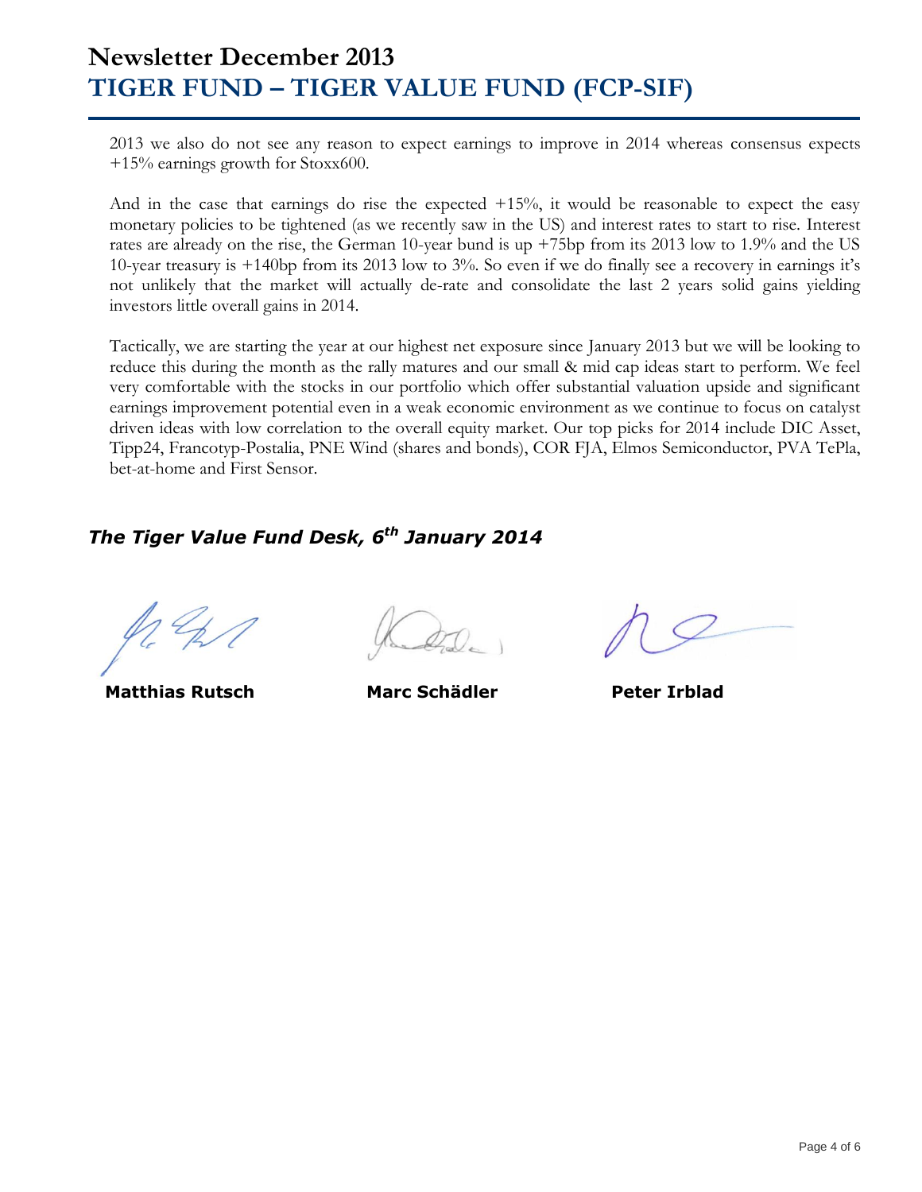2013 we also do not see any reason to expect earnings to improve in 2014 whereas consensus expects +15% earnings growth for Stoxx600.

And in the case that earnings do rise the expected +15%, it would be reasonable to expect the easy monetary policies to be tightened (as we recently saw in the US) and interest rates to start to rise. Interest rates are already on the rise, the German 10-year bund is up +75bp from its 2013 low to 1.9% and the US 10-year treasury is +140bp from its 2013 low to 3%. So even if we do finally see a recovery in earnings it's not unlikely that the market will actually de-rate and consolidate the last 2 years solid gains yielding investors little overall gains in 2014.

Tactically, we are starting the year at our highest net exposure since January 2013 but we will be looking to reduce this during the month as the rally matures and our small & mid cap ideas start to perform. We feel very comfortable with the stocks in our portfolio which offer substantial valuation upside and significant earnings improvement potential even in a weak economic environment as we continue to focus on catalyst driven ideas with low correlation to the overall equity market. Our top picks for 2014 include DIC Asset, Tipp24, Francotyp-Postalia, PNE Wind (shares and bonds), COR FJA, Elmos Semiconductor, PVA TePla, bet-at-home and First Sensor.

***The Tiger Value Fund Desk, 6th January 2014***

**Matthias Rutsch** **Marc Schädler** **Peter Irblad**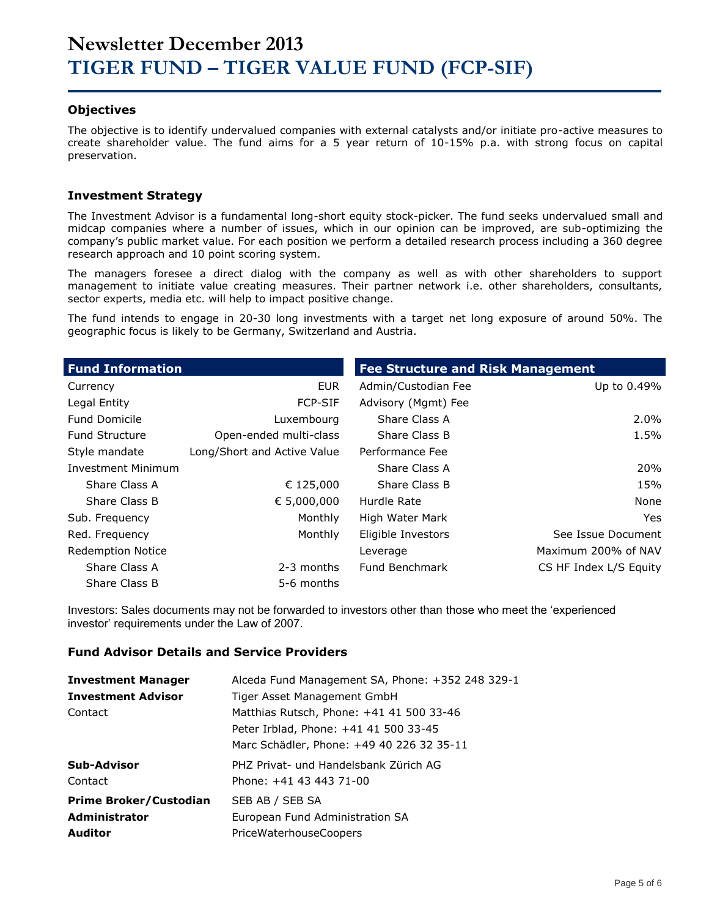# Newsletter December 2013
# TIGER FUND – TIGER VALUE FUND (FCP-SIF)

### Objectives

The objective is to identify undervalued companies with external catalysts and/or initiate pro-active measures to create shareholder value. The fund aims for a 5 year return of 10-15% p.a. with strong focus on capital preservation.

### Investment Strategy

The Investment Advisor is a fundamental long-short equity stock-picker. The fund seeks undervalued small and midcap companies where a number of issues, which in our opinion can be improved, are sub-optimizing the company's public market value. For each position we perform a detailed research process including a 360 degree research approach and 10 point scoring system.

The managers foresee a direct dialog with the company as well as with other shareholders to support management to initiate value creating measures. Their partner network i.e. other shareholders, consultants, sector experts, media etc. will help to impact positive change.

The fund intends to engage in 20-30 long investments with a target net long exposure of around 50%. The geographic focus is likely to be Germany, Switzerland and Austria.

| Fund Information | |
|---|---|
| Currency | EUR |
| Legal Entity | FCP-SIF |
| Fund Domicile | Luxembourg |
| Fund Structure | Open-ended multi-class |
| Style mandate | Long/Short and Active Value |
| Investment Minimum | |
| Share Class A | € 125,000 |
| Share Class B | € 5,000,000 |
| Sub. Frequency | Monthly |
| Red. Frequency | Monthly |
| Redemption Notice | |
| Share Class A | 2-3 months |
| Share Class B | 5-6 months |

| Fee Structure and Risk Management | |
|---|---|
| Admin/Custodian Fee | Up to 0.49% |
| Advisory (Mgmt) Fee | |
| Share Class A | 2.0% |
| Share Class B | 1.5% |
| Performance Fee | |
| Share Class A | 20% |
| Share Class B | 15% |
| Hurdle Rate | None |
| High Water Mark | Yes |
| Eligible Investors | See Issue Document |
| Leverage | Maximum 200% of NAV |
| Fund Benchmark | CS HF Index L/S Equity |

Investors: Sales documents may not be forwarded to investors other than those who meet the 'experienced investor' requirements under the Law of 2007.

### Fund Advisor Details and Service Providers

| | |
|---|---|
| **Investment Manager** | Alceda Fund Management SA, Phone: +352 248 329-1 |
| **Investment Advisor** | Tiger Asset Management GmbH |
| Contact | Matthias Rutsch, Phone: +41 41 500 33-46 |
| | Peter Irblad, Phone: +41 41 500 33-45 |
| | Marc Schädler, Phone: +49 40 226 32 35-11 |
| **Sub-Advisor** | PHZ Privat- und Handelsbank Zürich AG |
| Contact | Phone: +41 43 443 71-00 |
| **Prime Broker/Custodian** | SEB AB / SEB SA |
| **Administrator** | European Fund Administration SA |
| **Auditor** | PriceWaterhouseCoopers |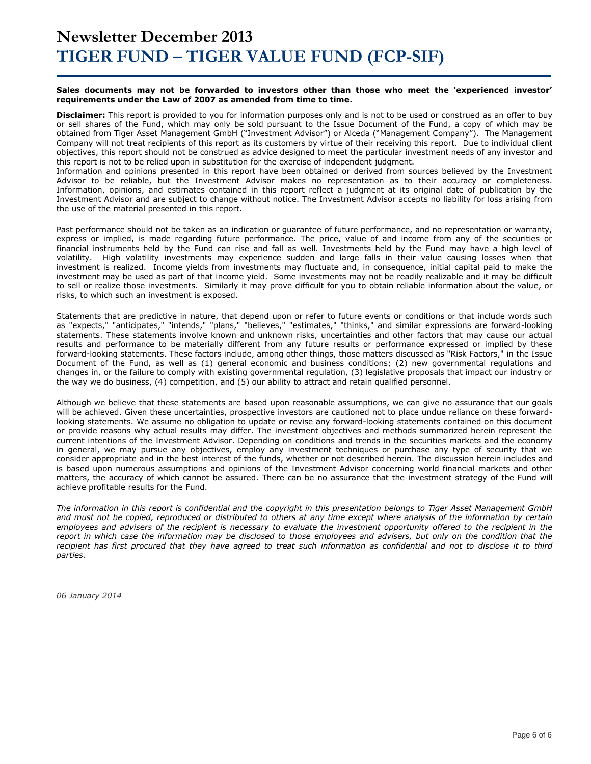# Newsletter December 2013
# TIGER FUND – TIGER VALUE FUND (FCP-SIF)

**Sales documents may not be forwarded to investors other than those who meet the 'experienced investor' requirements under the Law of 2007 as amended from time to time.**

**Disclaimer:** This report is provided to you for information purposes only and is not to be used or construed as an offer to buy or sell shares of the Fund, which may only be sold pursuant to the Issue Document of the Fund, a copy of which may be obtained from Tiger Asset Management GmbH ("Investment Advisor") or Alceda ("Management Company"). The Management Company will not treat recipients of this report as its customers by virtue of their receiving this report. Due to individual client objectives, this report should not be construed as advice designed to meet the particular investment needs of any investor and this report is not to be relied upon in substitution for the exercise of independent judgment.
Information and opinions presented in this report have been obtained or derived from sources believed by the Investment Advisor to be reliable, but the Investment Advisor makes no representation as to their accuracy or completeness. Information, opinions, and estimates contained in this report reflect a judgment at its original date of publication by the Investment Advisor and are subject to change without notice. The Investment Advisor accepts no liability for loss arising from the use of the material presented in this report.

Past performance should not be taken as an indication or guarantee of future performance, and no representation or warranty, express or implied, is made regarding future performance. The price, value of and income from any of the securities or financial instruments held by the Fund can rise and fall as well. Investments held by the Fund may have a high level of volatility. High volatility investments may experience sudden and large falls in their value causing losses when that investment is realized. Income yields from investments may fluctuate and, in consequence, initial capital paid to make the investment may be used as part of that income yield. Some investments may not be readily realizable and it may be difficult to sell or realize those investments. Similarly it may prove difficult for you to obtain reliable information about the value, or risks, to which such an investment is exposed.

Statements that are predictive in nature, that depend upon or refer to future events or conditions or that include words such as "expects," "anticipates," "intends," "plans," "believes," "estimates," "thinks," and similar expressions are forward-looking statements. These statements involve known and unknown risks, uncertainties and other factors that may cause our actual results and performance to be materially different from any future results or performance expressed or implied by these forward-looking statements. These factors include, among other things, those matters discussed as "Risk Factors," in the Issue Document of the Fund, as well as (1) general economic and business conditions; (2) new governmental regulations and changes in, or the failure to comply with existing governmental regulation, (3) legislative proposals that impact our industry or the way we do business, (4) competition, and (5) our ability to attract and retain qualified personnel.

Although we believe that these statements are based upon reasonable assumptions, we can give no assurance that our goals will be achieved. Given these uncertainties, prospective investors are cautioned not to place undue reliance on these forward-looking statements. We assume no obligation to update or revise any forward-looking statements contained on this document or provide reasons why actual results may differ. The investment objectives and methods summarized herein represent the current intentions of the Investment Advisor. Depending on conditions and trends in the securities markets and the economy in general, we may pursue any objectives, employ any investment techniques or purchase any type of security that we consider appropriate and in the best interest of the funds, whether or not described herein. The discussion herein includes and is based upon numerous assumptions and opinions of the Investment Advisor concerning world financial markets and other matters, the accuracy of which cannot be assured. There can be no assurance that the investment strategy of the Fund will achieve profitable results for the Fund.

*The information in this report is confidential and the copyright in this presentation belongs to Tiger Asset Management GmbH and must not be copied, reproduced or distributed to others at any time except where analysis of the information by certain employees and advisers of the recipient is necessary to evaluate the investment opportunity offered to the recipient in the report in which case the information may be disclosed to those employees and advisers, but only on the condition that the recipient has first procured that they have agreed to treat such information as confidential and not to disclose it to third parties.*

*06 January 2014*